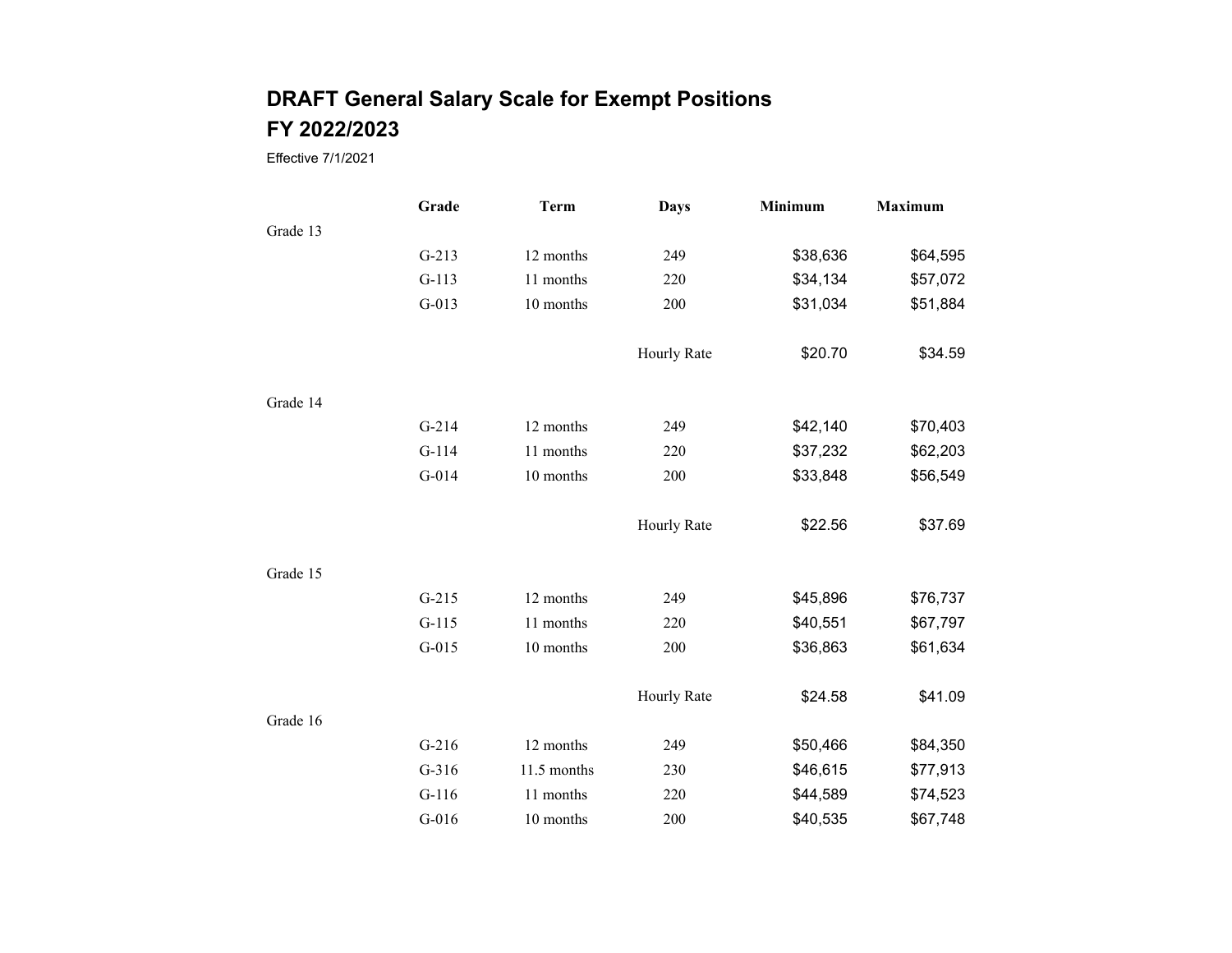# DRAFT General Salary Scale for Exempt Positions
# FY 2022/2023

Effective 7/1/2021

| | Grade | Term | Days | Minimum | Maximum |
|---|---|---|---|---|---|
| Grade 13 | | | | | |
| | G-213 | 12 months | 249 | $38,636 | $64,595 |
| | G-113 | 11 months | 220 | $34,134 | $57,072 |
| | G-013 | 10 months | 200 | $31,034 | $51,884 |
| | | | Hourly Rate | $20.70 | $34.59 |
| Grade 14 | | | | | |
| | G-214 | 12 months | 249 | $42,140 | $70,403 |
| | G-114 | 11 months | 220 | $37,232 | $62,203 |
| | G-014 | 10 months | 200 | $33,848 | $56,549 |
| | | | Hourly Rate | $22.56 | $37.69 |
| Grade 15 | | | | | |
| | G-215 | 12 months | 249 | $45,896 | $76,737 |
| | G-115 | 11 months | 220 | $40,551 | $67,797 |
| | G-015 | 10 months | 200 | $36,863 | $61,634 |
| | | | Hourly Rate | $24.58 | $41.09 |
| Grade 16 | | | | | |
| | G-216 | 12 months | 249 | $50,466 | $84,350 |
| | G-316 | 11.5 months | 230 | $46,615 | $77,913 |
| | G-116 | 11 months | 220 | $44,589 | $74,523 |
| | G-016 | 10 months | 200 | $40,535 | $67,748 |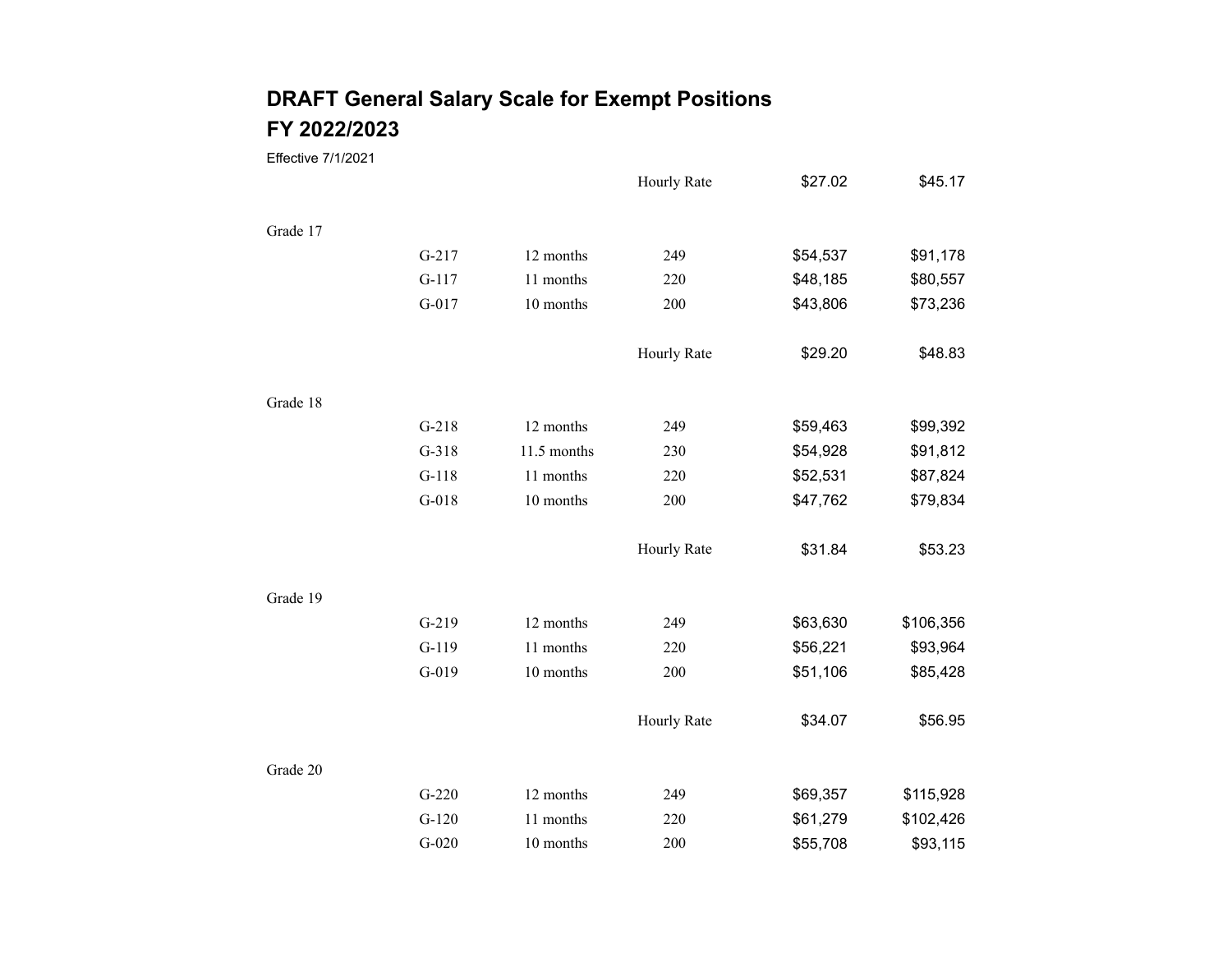# DRAFT General Salary Scale for Exempt Positions
## FY 2022/2023

Effective 7/1/2021

| Grade | Code | Months | Days | Minimum | Maximum |
|---|---|---|---|---|---|
| | | | Hourly Rate | $27.02 | $45.17 |
| Grade 17 | | | | | |
| | G-217 | 12 months | 249 | $54,537 | $91,178 |
| | G-117 | 11 months | 220 | $48,185 | $80,557 |
| | G-017 | 10 months | 200 | $43,806 | $73,236 |
| | | | Hourly Rate | $29.20 | $48.83 |
| Grade 18 | | | | | |
| | G-218 | 12 months | 249 | $59,463 | $99,392 |
| | G-318 | 11.5 months | 230 | $54,928 | $91,812 |
| | G-118 | 11 months | 220 | $52,531 | $87,824 |
| | G-018 | 10 months | 200 | $47,762 | $79,834 |
| | | | Hourly Rate | $31.84 | $53.23 |
| Grade 19 | | | | | |
| | G-219 | 12 months | 249 | $63,630 | $106,356 |
| | G-119 | 11 months | 220 | $56,221 | $93,964 |
| | G-019 | 10 months | 200 | $51,106 | $85,428 |
| | | | Hourly Rate | $34.07 | $56.95 |
| Grade 20 | | | | | |
| | G-220 | 12 months | 249 | $69,357 | $115,928 |
| | G-120 | 11 months | 220 | $61,279 | $102,426 |
| | G-020 | 10 months | 200 | $55,708 | $93,115 |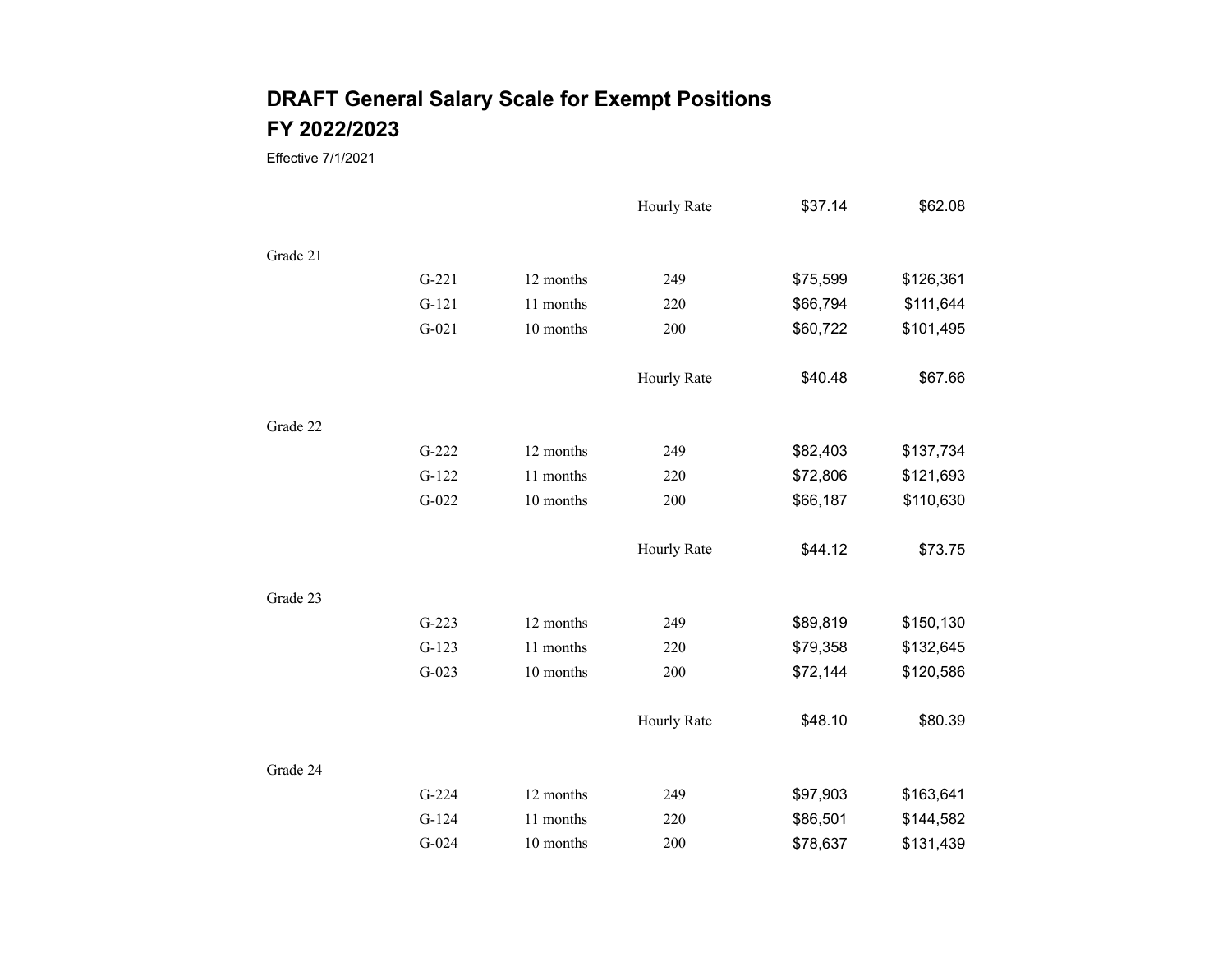## DRAFT General Salary Scale for Exempt Positions
## FY 2022/2023

Effective 7/1/2021

| | | | | | |
|---|---|---|---|---|---|
| | | | Hourly Rate | $37.14 | $62.08 |
| Grade 21 | | | | | |
| | G-221 | 12 months | 249 | $75,599 | $126,361 |
| | G-121 | 11 months | 220 | $66,794 | $111,644 |
| | G-021 | 10 months | 200 | $60,722 | $101,495 |
| | | | Hourly Rate | $40.48 | $67.66 |
| Grade 22 | | | | | |
| | G-222 | 12 months | 249 | $82,403 | $137,734 |
| | G-122 | 11 months | 220 | $72,806 | $121,693 |
| | G-022 | 10 months | 200 | $66,187 | $110,630 |
| | | | Hourly Rate | $44.12 | $73.75 |
| Grade 23 | | | | | |
| | G-223 | 12 months | 249 | $89,819 | $150,130 |
| | G-123 | 11 months | 220 | $79,358 | $132,645 |
| | G-023 | 10 months | 200 | $72,144 | $120,586 |
| | | | Hourly Rate | $48.10 | $80.39 |
| Grade 24 | | | | | |
| | G-224 | 12 months | 249 | $97,903 | $163,641 |
| | G-124 | 11 months | 220 | $86,501 | $144,582 |
| | G-024 | 10 months | 200 | $78,637 | $131,439 |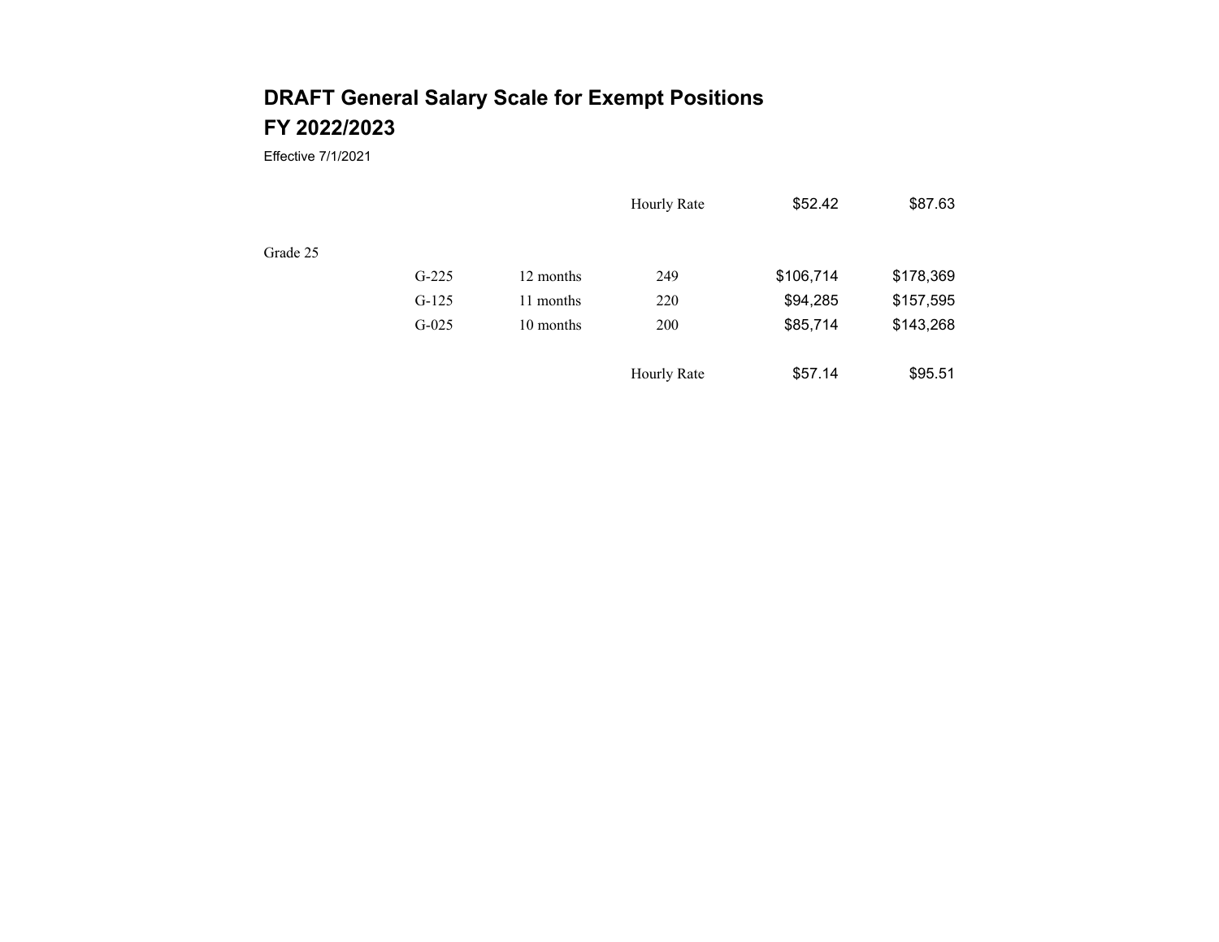# DRAFT General Salary Scale for Exempt Positions
# FY 2022/2023

Effective 7/1/2021

| | | | | | |
|---|---|---|---|---|---|
| | | | Hourly Rate | $52.42 | $87.63 |
| Grade 25 | | | | | |
| | G-225 | 12 months | 249 | $106,714 | $178,369 |
| | G-125 | 11 months | 220 | $94,285 | $157,595 |
| | G-025 | 10 months | 200 | $85,714 | $143,268 |
| | | | Hourly Rate | $57.14 | $95.51 |